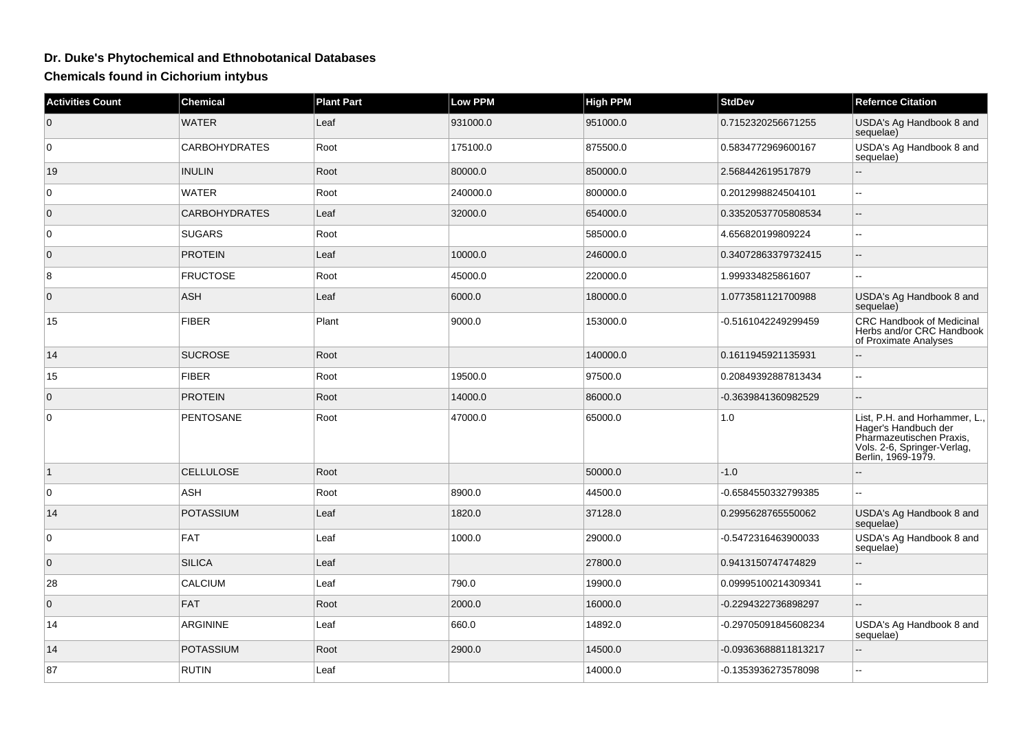## Dr. Duke's Phytochemical and Ethnobotanical Databases

### Chemicals found in Cichorium intybus

| Activities Count | Chemical | Plant Part | Low PPM | High PPM | StdDev | Refernce Citation |
|---|---|---|---|---|---|---|
| 0 | WATER | Leaf | 931000.0 | 951000.0 | 0.7152320256671255 | USDA's Ag Handbook 8 and sequelae) |
| 0 | CARBOHYDRATES | Root | 175100.0 | 875500.0 | 0.5834772969600167 | USDA's Ag Handbook 8 and sequelae) |
| 19 | INULIN | Root | 80000.0 | 850000.0 | 2.568442619517879 | -- |
| 0 | WATER | Root | 240000.0 | 800000.0 | 0.2012998824504101 | -- |
| 0 | CARBOHYDRATES | Leaf | 32000.0 | 654000.0 | 0.33520537705808534 | -- |
| 0 | SUGARS | Root | | 585000.0 | 4.656820199809224 | -- |
| 0 | PROTEIN | Leaf | 10000.0 | 246000.0 | 0.34072863379732415 | -- |
| 8 | FRUCTOSE | Root | 45000.0 | 220000.0 | 1.999334825861607 | -- |
| 0 | ASH | Leaf | 6000.0 | 180000.0 | 1.0773581121700988 | USDA's Ag Handbook 8 and sequelae) |
| 15 | FIBER | Plant | 9000.0 | 153000.0 | -0.5161042249299459 | CRC Handbook of Medicinal Herbs and/or CRC Handbook of Proximate Analyses |
| 14 | SUCROSE | Root | | 140000.0 | 0.1611945921135931 | -- |
| 15 | FIBER | Root | 19500.0 | 97500.0 | 0.20849392887813434 | -- |
| 0 | PROTEIN | Root | 14000.0 | 86000.0 | -0.3639841360982529 | -- |
| 0 | PENTOSANE | Root | 47000.0 | 65000.0 | 1.0 | List, P.H. and Horhammer, L., Hager's Handbuch der Pharmazeutischen Praxis, Vols. 2-6, Springer-Verlag, Berlin, 1969-1979. |
| 1 | CELLULOSE | Root | | 50000.0 | -1.0 | -- |
| 0 | ASH | Root | 8900.0 | 44500.0 | -0.6584550332799385 | -- |
| 14 | POTASSIUM | Leaf | 1820.0 | 37128.0 | 0.2995628765550062 | USDA's Ag Handbook 8 and sequelae) |
| 0 | FAT | Leaf | 1000.0 | 29000.0 | -0.5472316463900033 | USDA's Ag Handbook 8 and sequelae) |
| 0 | SILICA | Leaf | | 27800.0 | 0.9413150747474829 | -- |
| 28 | CALCIUM | Leaf | 790.0 | 19900.0 | 0.09995100214309341 | -- |
| 0 | FAT | Root | 2000.0 | 16000.0 | -0.2294322736898297 | -- |
| 14 | ARGININE | Leaf | 660.0 | 14892.0 | -0.29705091845608234 | USDA's Ag Handbook 8 and sequelae) |
| 14 | POTASSIUM | Root | 2900.0 | 14500.0 | -0.09363688811813217 | -- |
| 87 | RUTIN | Leaf | | 14000.0 | -0.1353936273578098 | -- |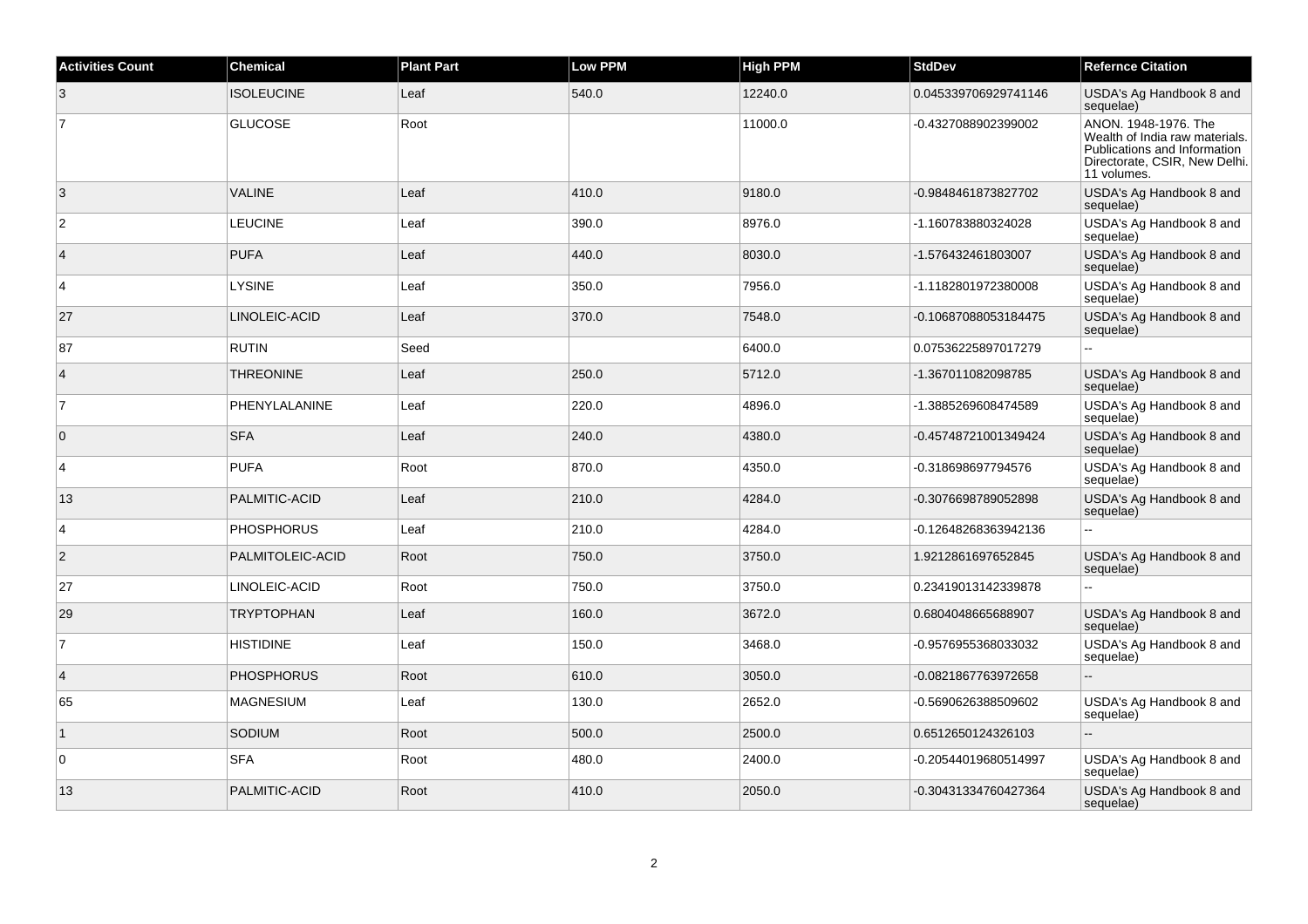| Activities Count | Chemical | Plant Part | Low PPM | High PPM | StdDev | Refernce Citation |
| --- | --- | --- | --- | --- | --- | --- |
| 3 | ISOLEUCINE | Leaf | 540.0 | 12240.0 | 0.045339706929741146 | USDA's Ag Handbook 8 and sequelae) |
| 7 | GLUCOSE | Root | | 11000.0 | -0.4327088902399002 | ANON. 1948-1976. The Wealth of India raw materials. Publications and Information Directorate, CSIR, New Delhi. 11 volumes. |
| 3 | VALINE | Leaf | 410.0 | 9180.0 | -0.9848461873827702 | USDA's Ag Handbook 8 and sequelae) |
| 2 | LEUCINE | Leaf | 390.0 | 8976.0 | -1.160783880324028 | USDA's Ag Handbook 8 and sequelae) |
| 4 | PUFA | Leaf | 440.0 | 8030.0 | -1.576432461803007 | USDA's Ag Handbook 8 and sequelae) |
| 4 | LYSINE | Leaf | 350.0 | 7956.0 | -1.1182801972380008 | USDA's Ag Handbook 8 and sequelae) |
| 27 | LINOLEIC-ACID | Leaf | 370.0 | 7548.0 | -0.10687088053184475 | USDA's Ag Handbook 8 and sequelae) |
| 87 | RUTIN | Seed | | 6400.0 | 0.07536225897017279 | -- |
| 4 | THREONINE | Leaf | 250.0 | 5712.0 | -1.367011082098785 | USDA's Ag Handbook 8 and sequelae) |
| 7 | PHENYLALANINE | Leaf | 220.0 | 4896.0 | -1.3885269608474589 | USDA's Ag Handbook 8 and sequelae) |
| 0 | SFA | Leaf | 240.0 | 4380.0 | -0.45748721001349424 | USDA's Ag Handbook 8 and sequelae) |
| 4 | PUFA | Root | 870.0 | 4350.0 | -0.318698697794576 | USDA's Ag Handbook 8 and sequelae) |
| 13 | PALMITIC-ACID | Leaf | 210.0 | 4284.0 | -0.3076698789052898 | USDA's Ag Handbook 8 and sequelae) |
| 4 | PHOSPHORUS | Leaf | 210.0 | 4284.0 | -0.12648268363942136 | -- |
| 2 | PALMITOLEIC-ACID | Root | 750.0 | 3750.0 | 1.9212861697652845 | USDA's Ag Handbook 8 and sequelae) |
| 27 | LINOLEIC-ACID | Root | 750.0 | 3750.0 | 0.23419013142339878 | -- |
| 29 | TRYPTOPHAN | Leaf | 160.0 | 3672.0 | 0.6804048665688907 | USDA's Ag Handbook 8 and sequelae) |
| 7 | HISTIDINE | Leaf | 150.0 | 3468.0 | -0.9576955368033032 | USDA's Ag Handbook 8 and sequelae) |
| 4 | PHOSPHORUS | Root | 610.0 | 3050.0 | -0.0821867763972658 | -- |
| 65 | MAGNESIUM | Leaf | 130.0 | 2652.0 | -0.5690626388509602 | USDA's Ag Handbook 8 and sequelae) |
| 1 | SODIUM | Root | 500.0 | 2500.0 | 0.6512650124326103 | -- |
| 0 | SFA | Root | 480.0 | 2400.0 | -0.20544019680514997 | USDA's Ag Handbook 8 and sequelae) |
| 13 | PALMITIC-ACID | Root | 410.0 | 2050.0 | -0.30431334760427364 | USDA's Ag Handbook 8 and sequelae) |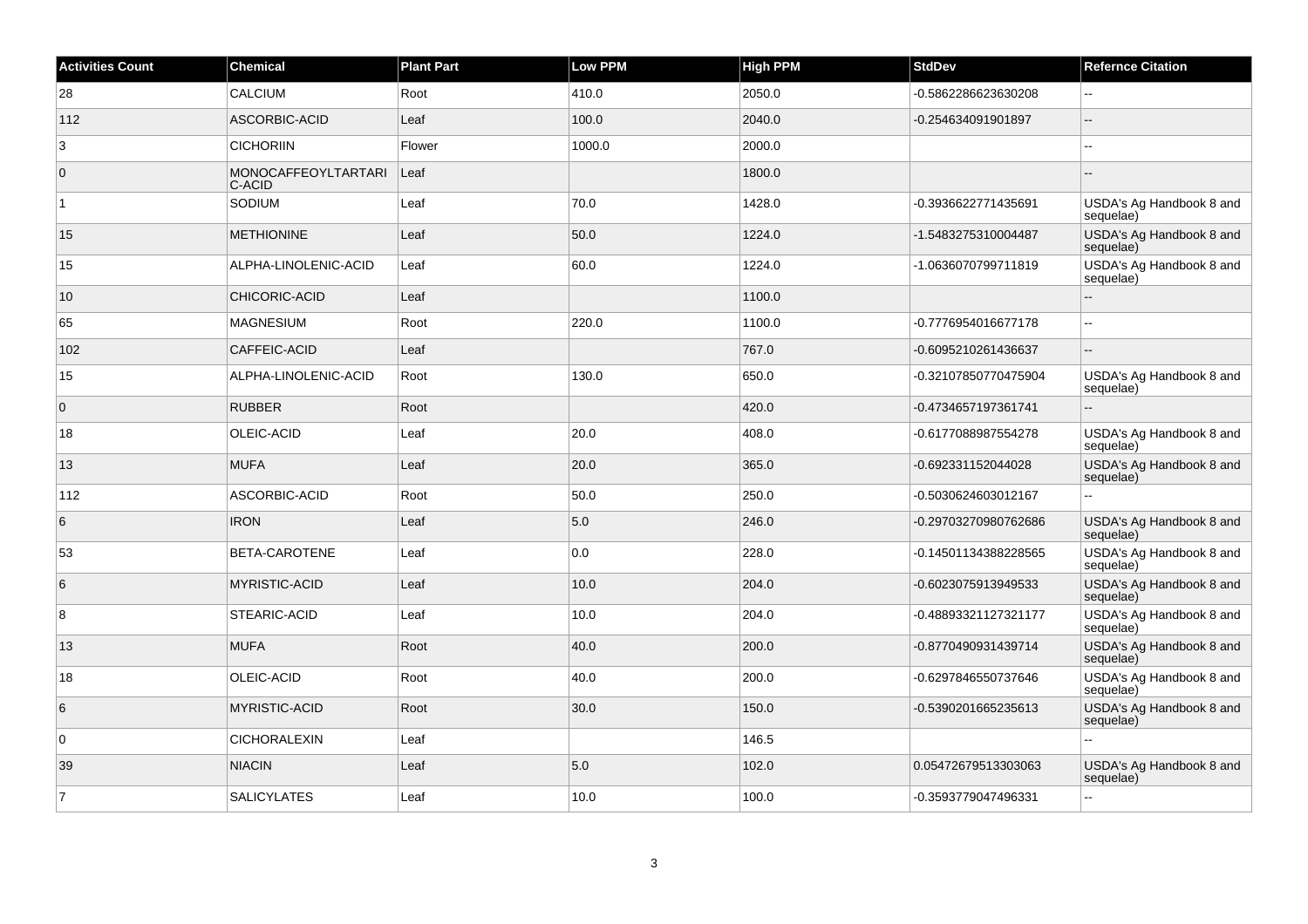| Activities Count | Chemical | Plant Part | Low PPM | High PPM | StdDev | Refernce Citation |
| --- | --- | --- | --- | --- | --- | --- |
| 28 | CALCIUM | Root | 410.0 | 2050.0 | -0.5862286623630208 | -- |
| 112 | ASCORBIC-ACID | Leaf | 100.0 | 2040.0 | -0.254634091901897 | -- |
| 3 | CICHORIIN | Flower | 1000.0 | 2000.0 | | -- |
| 0 | MONOCAFFEOYLTARTARIC-ACID | Leaf | | 1800.0 | | -- |
| 1 | SODIUM | Leaf | 70.0 | 1428.0 | -0.3936622771435691 | USDA's Ag Handbook 8 and sequelae) |
| 15 | METHIONINE | Leaf | 50.0 | 1224.0 | -1.5483275310004487 | USDA's Ag Handbook 8 and sequelae) |
| 15 | ALPHA-LINOLENIC-ACID | Leaf | 60.0 | 1224.0 | -1.0636070799711819 | USDA's Ag Handbook 8 and sequelae) |
| 10 | CHICORIC-ACID | Leaf | | 1100.0 | | -- |
| 65 | MAGNESIUM | Root | 220.0 | 1100.0 | -0.7776954016677178 | -- |
| 102 | CAFFEIC-ACID | Leaf | | 767.0 | -0.6095210261436637 | -- |
| 15 | ALPHA-LINOLENIC-ACID | Root | 130.0 | 650.0 | -0.32107850770475904 | USDA's Ag Handbook 8 and sequelae) |
| 0 | RUBBER | Root | | 420.0 | -0.4734657197361741 | -- |
| 18 | OLEIC-ACID | Leaf | 20.0 | 408.0 | -0.6177088987554278 | USDA's Ag Handbook 8 and sequelae) |
| 13 | MUFA | Leaf | 20.0 | 365.0 | -0.692331152044028 | USDA's Ag Handbook 8 and sequelae) |
| 112 | ASCORBIC-ACID | Root | 50.0 | 250.0 | -0.5030624603012167 | -- |
| 6 | IRON | Leaf | 5.0 | 246.0 | -0.29703270980762686 | USDA's Ag Handbook 8 and sequelae) |
| 53 | BETA-CAROTENE | Leaf | 0.0 | 228.0 | -0.14501134388228565 | USDA's Ag Handbook 8 and sequelae) |
| 6 | MYRISTIC-ACID | Leaf | 10.0 | 204.0 | -0.6023075913949533 | USDA's Ag Handbook 8 and sequelae) |
| 8 | STEARIC-ACID | Leaf | 10.0 | 204.0 | -0.48893321127321177 | USDA's Ag Handbook 8 and sequelae) |
| 13 | MUFA | Root | 40.0 | 200.0 | -0.8770490931439714 | USDA's Ag Handbook 8 and sequelae) |
| 18 | OLEIC-ACID | Root | 40.0 | 200.0 | -0.6297846550737646 | USDA's Ag Handbook 8 and sequelae) |
| 6 | MYRISTIC-ACID | Root | 30.0 | 150.0 | -0.5390201665235613 | USDA's Ag Handbook 8 and sequelae) |
| 0 | CICHORALEXIN | Leaf | | 146.5 | | -- |
| 39 | NIACIN | Leaf | 5.0 | 102.0 | 0.05472679513303063 | USDA's Ag Handbook 8 and sequelae) |
| 7 | SALICYLATES | Leaf | 10.0 | 100.0 | -0.3593779047496331 | -- |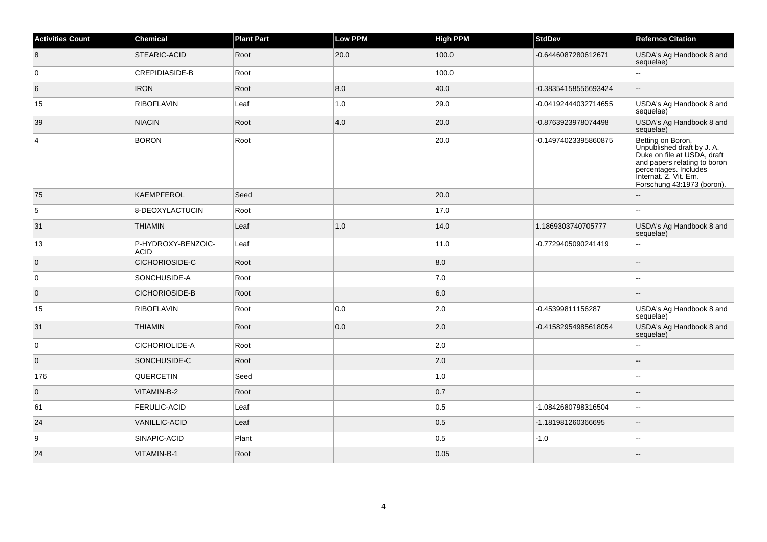| Activities Count | Chemical | Plant Part | Low PPM | High PPM | StdDev | Refernce Citation |
| --- | --- | --- | --- | --- | --- | --- |
| 8 | STEARIC-ACID | Root | 20.0 | 100.0 | -0.6446087280612671 | USDA's Ag Handbook 8 and sequelae) |
| 0 | CREPIDIASIDE-B | Root | | 100.0 | | -- |
| 6 | IRON | Root | 8.0 | 40.0 | -0.38354158556693424 | -- |
| 15 | RIBOFLAVIN | Leaf | 1.0 | 29.0 | -0.04192444032714655 | USDA's Ag Handbook 8 and sequelae) |
| 39 | NIACIN | Root | 4.0 | 20.0 | -0.8763923978074498 | USDA's Ag Handbook 8 and sequelae) |
| 4 | BORON | Root | | 20.0 | -0.14974023395860875 | Betting on Boron, Unpublished draft by J. A. Duke on file at USDA, draft and papers relating to boron percentages. Includes Internat. Z. Vit. Ern. Forschung 43:1973 (boron). |
| 75 | KAEMPFEROL | Seed | | 20.0 | | -- |
| 5 | 8-DEOXYLACTUCIN | Root | | 17.0 | | -- |
| 31 | THIAMIN | Leaf | 1.0 | 14.0 | 1.1869303740705777 | USDA's Ag Handbook 8 and sequelae) |
| 13 | P-HYDROXY-BENZOIC-ACID | Leaf | | 11.0 | -0.7729405090241419 | -- |
| 0 | CICHORIOSIDE-C | Root | | 8.0 | | -- |
| 0 | SONCHUSIDE-A | Root | | 7.0 | | -- |
| 0 | CICHORIOSIDE-B | Root | | 6.0 | | -- |
| 15 | RIBOFLAVIN | Root | 0.0 | 2.0 | -0.45399811156287 | USDA's Ag Handbook 8 and sequelae) |
| 31 | THIAMIN | Root | 0.0 | 2.0 | -0.41582954985618054 | USDA's Ag Handbook 8 and sequelae) |
| 0 | CICHORIOLIDE-A | Root | | 2.0 | | -- |
| 0 | SONCHUSIDE-C | Root | | 2.0 | | -- |
| 176 | QUERCETIN | Seed | | 1.0 | | -- |
| 0 | VITAMIN-B-2 | Root | | 0.7 | | -- |
| 61 | FERULIC-ACID | Leaf | | 0.5 | -1.0842680798316504 | -- |
| 24 | VANILLIC-ACID | Leaf | | 0.5 | -1.181981260366695 | -- |
| 9 | SINAPIC-ACID | Plant | | 0.5 | -1.0 | -- |
| 24 | VITAMIN-B-1 | Root | | 0.05 | | -- |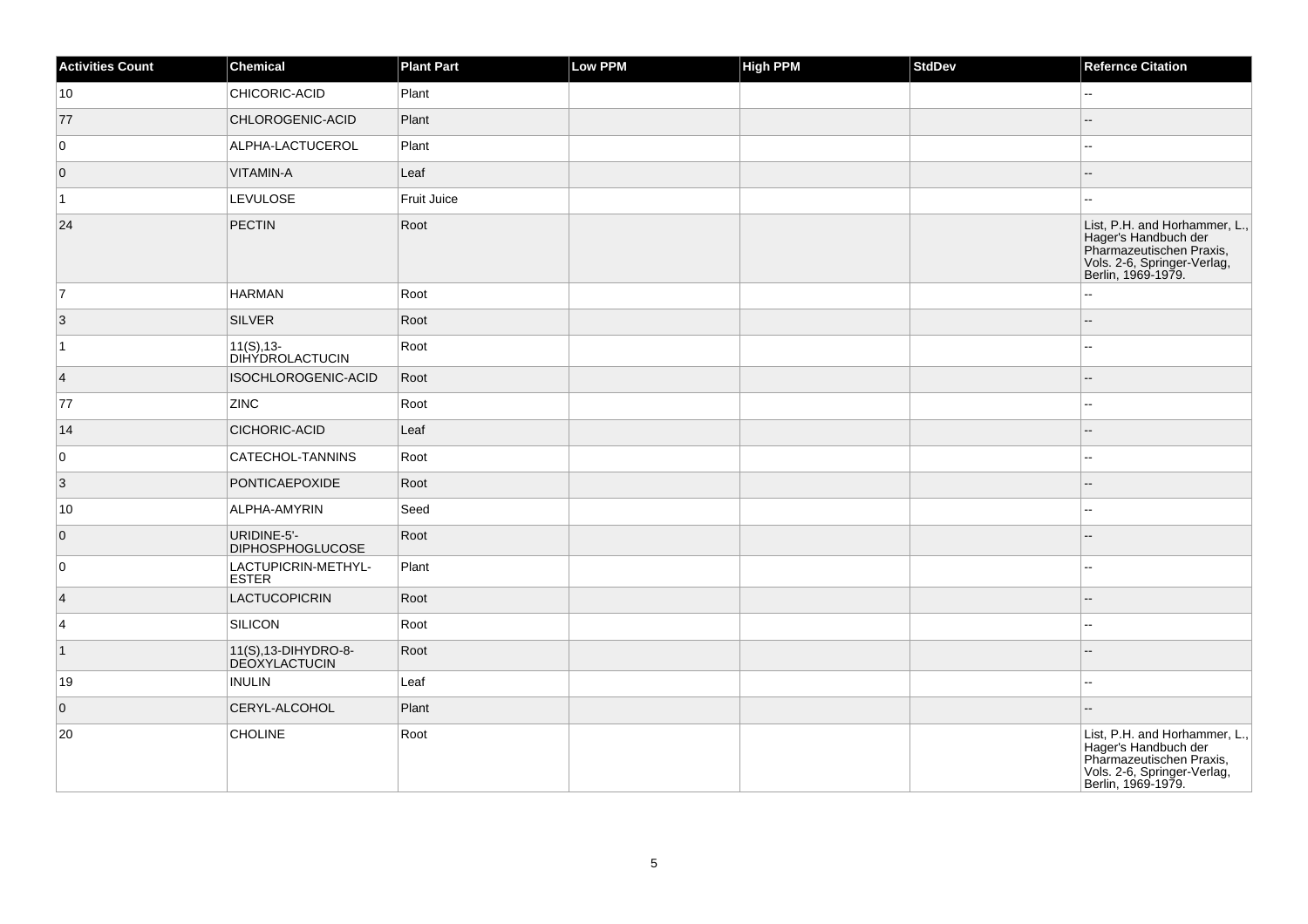| Activities Count | Chemical | Plant Part | Low PPM | High PPM | StdDev | Refernce Citation |
| --- | --- | --- | --- | --- | --- | --- |
| 10 | CHICORIC-ACID | Plant | | | | -- |
| 77 | CHLOROGENIC-ACID | Plant | | | | -- |
| 0 | ALPHA-LACTUCEROL | Plant | | | | -- |
| 0 | VITAMIN-A | Leaf | | | | -- |
| 1 | LEVULOSE | Fruit Juice | | | | -- |
| 24 | PECTIN | Root | | | | List, P.H. and Horhammer, L., Hager's Handbuch der Pharmazeutischen Praxis, Vols. 2-6, Springer-Verlag, Berlin, 1969-1979. |
| 7 | HARMAN | Root | | | | -- |
| 3 | SILVER | Root | | | | -- |
| 1 | 11(S),13-DIHYDROLACTUCIN | Root | | | | -- |
| 4 | ISOCHLOROGENIC-ACID | Root | | | | -- |
| 77 | ZINC | Root | | | | -- |
| 14 | CICHORIC-ACID | Leaf | | | | -- |
| 0 | CATECHOL-TANNINS | Root | | | | -- |
| 3 | PONTICAEPOXIDE | Root | | | | -- |
| 10 | ALPHA-AMYRIN | Seed | | | | -- |
| 0 | URIDINE-5'-DIPHOSPHOGLUCOSE | Root | | | | -- |
| 0 | LACTUPICRIN-METHYL-ESTER | Plant | | | | -- |
| 4 | LACTUCOPICRIN | Root | | | | -- |
| 4 | SILICON | Root | | | | -- |
| 1 | 11(S),13-DIHYDRO-8-DEOXYLACTUCIN | Root | | | | -- |
| 19 | INULIN | Leaf | | | | -- |
| 0 | CERYL-ALCOHOL | Plant | | | | -- |
| 20 | CHOLINE | Root | | | | List, P.H. and Horhammer, L., Hager's Handbuch der Pharmazeutischen Praxis, Vols. 2-6, Springer-Verlag, Berlin, 1969-1979. |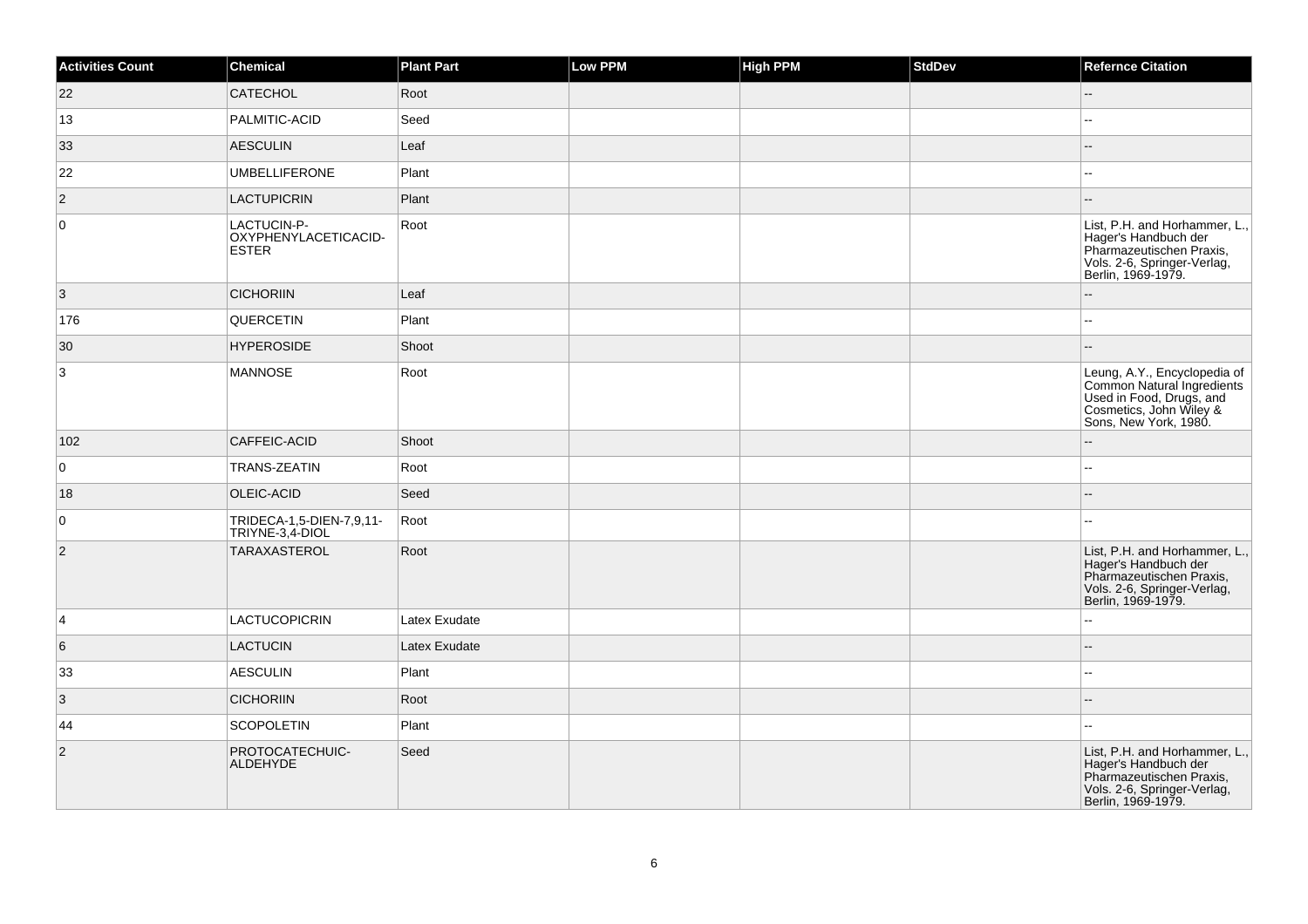| Activities Count | Chemical | Plant Part | Low PPM | High PPM | StdDev | Refernce Citation |
|---|---|---|---|---|---|---|
| 22 | CATECHOL | Root | | | | -- |
| 13 | PALMITIC-ACID | Seed | | | | -- |
| 33 | AESCULIN | Leaf | | | | -- |
| 22 | UMBELLIFERONE | Plant | | | | -- |
| 2 | LACTUPICRIN | Plant | | | | -- |
| 0 | LACTUCIN-P-OXYPHENYLACETICACID-ESTER | Root | | | | List, P.H. and Horhammer, L., Hager's Handbuch der Pharmazeutischen Praxis, Vols. 2-6, Springer-Verlag, Berlin, 1969-1979. |
| 3 | CICHORIIN | Leaf | | | | -- |
| 176 | QUERCETIN | Plant | | | | -- |
| 30 | HYPEROSIDE | Shoot | | | | -- |
| 3 | MANNOSE | Root | | | | Leung, A.Y., Encyclopedia of Common Natural Ingredients Used in Food, Drugs, and Cosmetics, John Wiley & Sons, New York, 1980. |
| 102 | CAFFEIC-ACID | Shoot | | | | -- |
| 0 | TRANS-ZEATIN | Root | | | | -- |
| 18 | OLEIC-ACID | Seed | | | | -- |
| 0 | TRIDECA-1,5-DIEN-7,9,11-TRIYNE-3,4-DIOL | Root | | | | -- |
| 2 | TARAXASTEROL | Root | | | | List, P.H. and Horhammer, L., Hager's Handbuch der Pharmazeutischen Praxis, Vols. 2-6, Springer-Verlag, Berlin, 1969-1979. |
| 4 | LACTUCOPICRIN | Latex Exudate | | | | -- |
| 6 | LACTUCIN | Latex Exudate | | | | -- |
| 33 | AESCULIN | Plant | | | | -- |
| 3 | CICHORIIN | Root | | | | -- |
| 44 | SCOPOLETIN | Plant | | | | -- |
| 2 | PROTOCATECHUIC-ALDEHYDE | Seed | | | | List, P.H. and Horhammer, L., Hager's Handbuch der Pharmazeutischen Praxis, Vols. 2-6, Springer-Verlag, Berlin, 1969-1979. |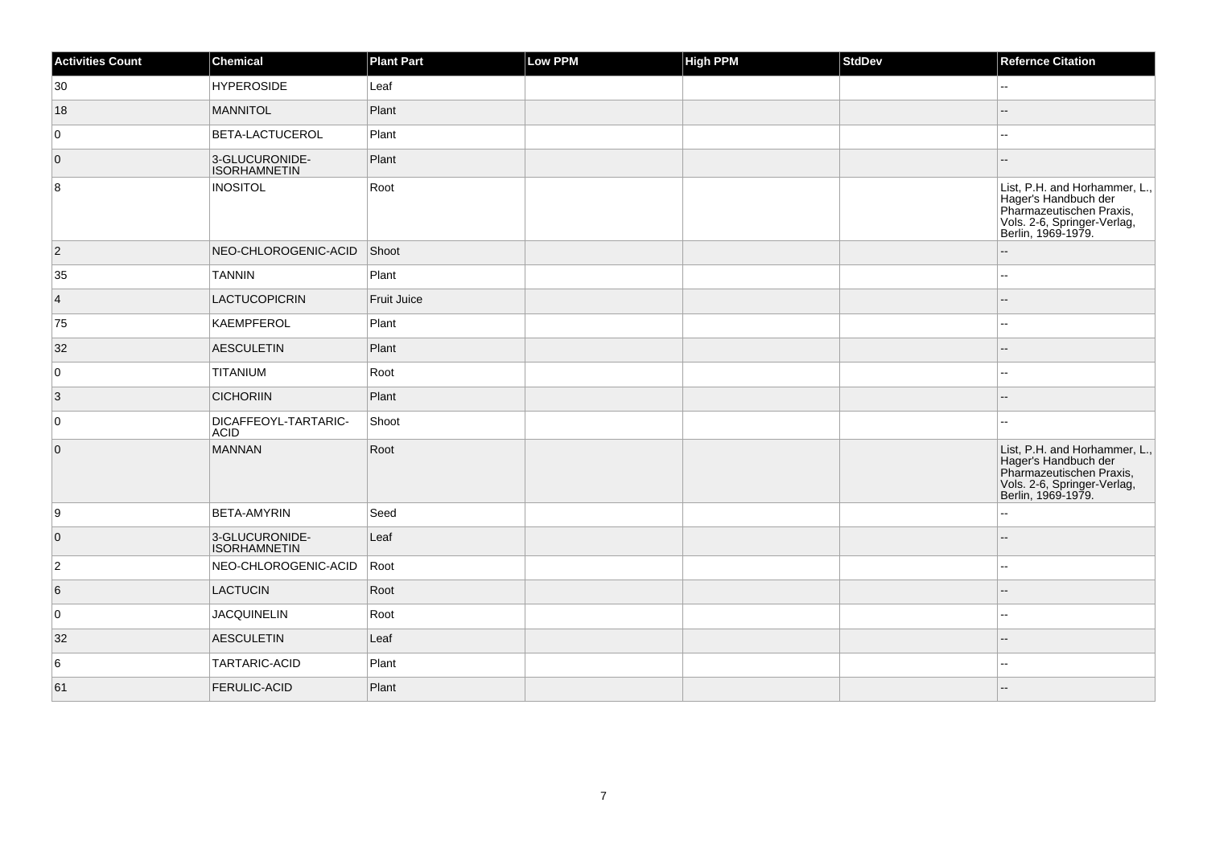| Activities Count | Chemical | Plant Part | Low PPM | High PPM | StdDev | Refernce Citation |
| --- | --- | --- | --- | --- | --- | --- |
| 30 | HYPEROSIDE | Leaf | | | | -- |
| 18 | MANNITOL | Plant | | | | -- |
| 0 | BETA-LACTUCEROL | Plant | | | | -- |
| 0 | 3-GLUCURONIDE-ISORHAMNETIN | Plant | | | | -- |
| 8 | INOSITOL | Root | | | | List, P.H. and Horhammer, L., Hager's Handbuch der Pharmazeutischen Praxis, Vols. 2-6, Springer-Verlag, Berlin, 1969-1979. |
| 2 | NEO-CHLOROGENIC-ACID | Shoot | | | | -- |
| 35 | TANNIN | Plant | | | | -- |
| 4 | LACTUCOPICRIN | Fruit Juice | | | | -- |
| 75 | KAEMPFEROL | Plant | | | | -- |
| 32 | AESCULETIN | Plant | | | | -- |
| 0 | TITANIUM | Root | | | | -- |
| 3 | CICHORIIN | Plant | | | | -- |
| 0 | DICAFFEOYL-TARTARIC-ACID | Shoot | | | | -- |
| 0 | MANNAN | Root | | | | List, P.H. and Horhammer, L., Hager's Handbuch der Pharmazeutischen Praxis, Vols. 2-6, Springer-Verlag, Berlin, 1969-1979. |
| 9 | BETA-AMYRIN | Seed | | | | -- |
| 0 | 3-GLUCURONIDE-ISORHAMNETIN | Leaf | | | | -- |
| 2 | NEO-CHLOROGENIC-ACID | Root | | | | -- |
| 6 | LACTUCIN | Root | | | | -- |
| 0 | JACQUINELIN | Root | | | | -- |
| 32 | AESCULETIN | Leaf | | | | -- |
| 6 | TARTARIC-ACID | Plant | | | | -- |
| 61 | FERULIC-ACID | Plant | | | | -- |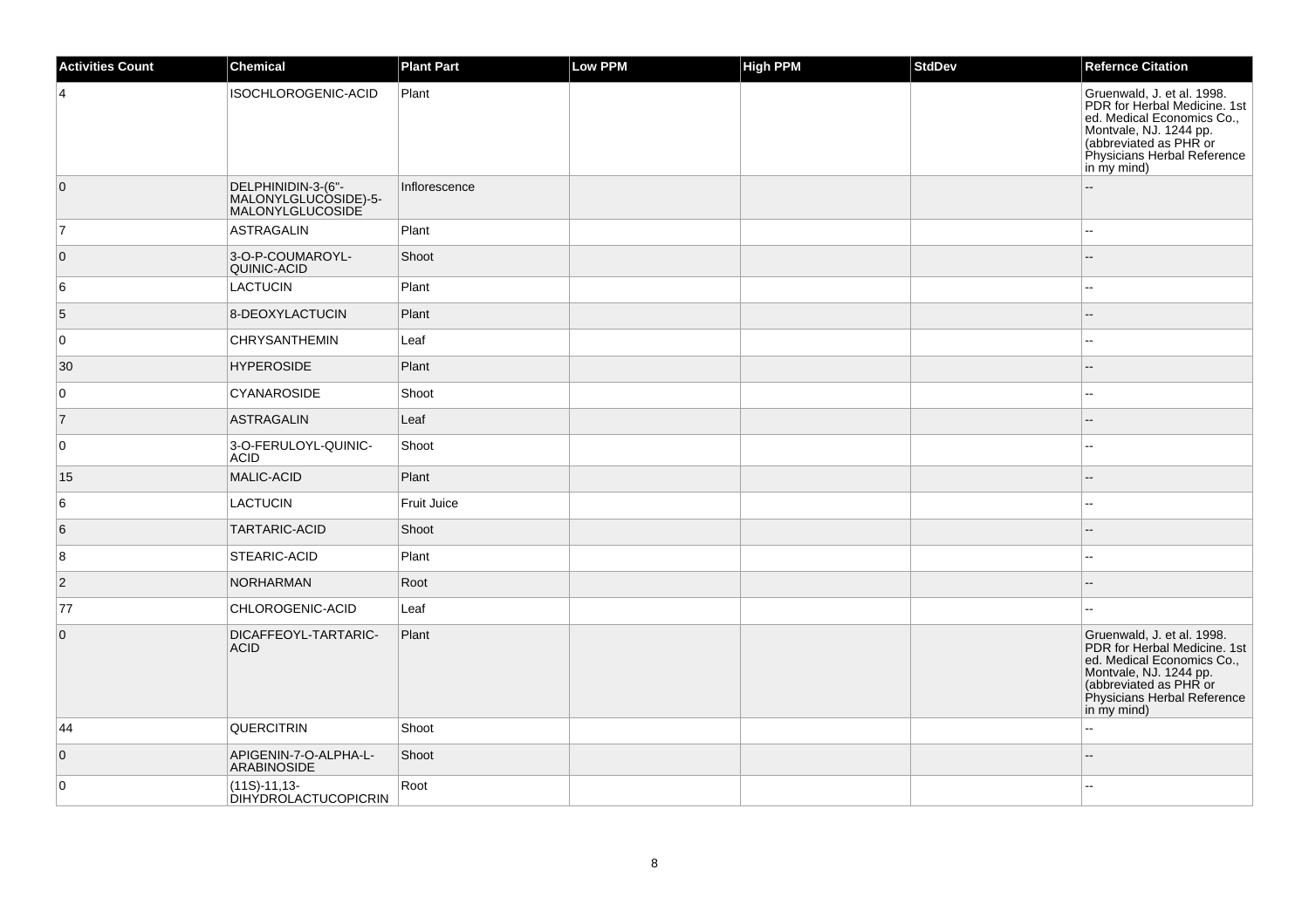| Activities Count | Chemical | Plant Part | Low PPM | High PPM | StdDev | Refernce Citation |
|---|---|---|---|---|---|---|
| 4 | ISOCHLOROGENIC-ACID | Plant | | | | Gruenwald, J. et al. 1998. PDR for Herbal Medicine. 1st ed. Medical Economics Co., Montvale, NJ. 1244 pp. (abbreviated as PHR or Physicians Herbal Reference in my mind) |
| 0 | DELPHINIDIN-3-(6"-MALONYLGLUCOSIDE)-5-MALONYLGLUCOSIDE | Inflorescence | | | | -- |
| 7 | ASTRAGALIN | Plant | | | | -- |
| 0 | 3-O-P-COUMAROYL-QUINIC-ACID | Shoot | | | | -- |
| 6 | LACTUCIN | Plant | | | | -- |
| 5 | 8-DEOXYLACTUCIN | Plant | | | | -- |
| 0 | CHRYSANTHEMIN | Leaf | | | | -- |
| 30 | HYPEROSIDE | Plant | | | | -- |
| 0 | CYANAROSIDE | Shoot | | | | -- |
| 7 | ASTRAGALIN | Leaf | | | | -- |
| 0 | 3-O-FERULOYL-QUINIC-ACID | Shoot | | | | -- |
| 15 | MALIC-ACID | Plant | | | | -- |
| 6 | LACTUCIN | Fruit Juice | | | | -- |
| 6 | TARTARIC-ACID | Shoot | | | | -- |
| 8 | STEARIC-ACID | Plant | | | | -- |
| 2 | NORHARMAN | Root | | | | -- |
| 77 | CHLOROGENIC-ACID | Leaf | | | | -- |
| 0 | DICAFFEOYL-TARTARIC-ACID | Plant | | | | Gruenwald, J. et al. 1998. PDR for Herbal Medicine. 1st ed. Medical Economics Co., Montvale, NJ. 1244 pp. (abbreviated as PHR or Physicians Herbal Reference in my mind) |
| 44 | QUERCITRIN | Shoot | | | | -- |
| 0 | APIGENIN-7-O-ALPHA-L-ARABINOSIDE | Shoot | | | | -- |
| 0 | (11S)-11,13-DIHYDROLACTUCOPICRIN | Root | | | | -- |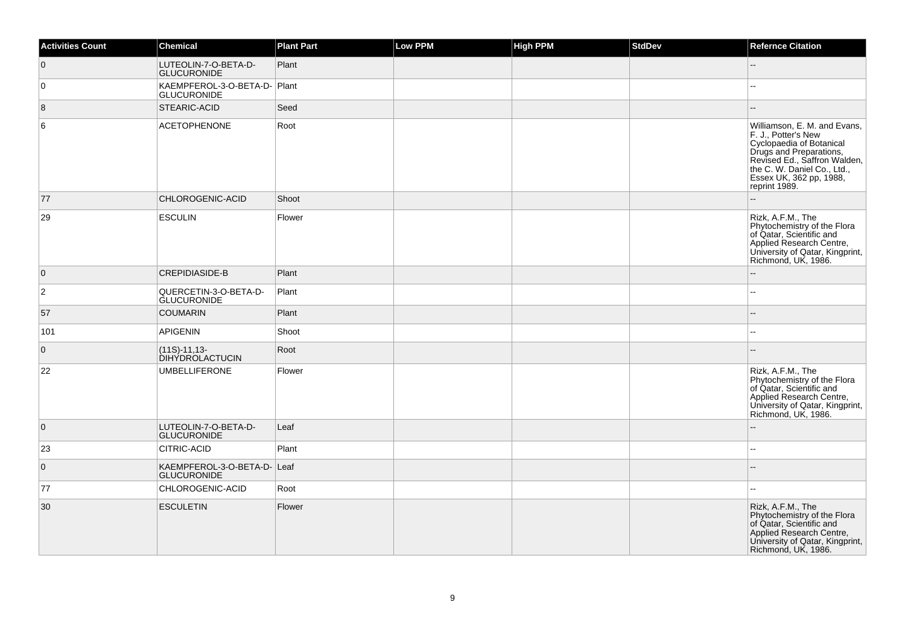| Activities Count | Chemical | Plant Part | Low PPM | High PPM | StdDev | Refernce Citation |
| --- | --- | --- | --- | --- | --- | --- |
| 0 | LUTEOLIN-7-O-BETA-D-GLUCURONIDE | Plant | | | | -- |
| 0 | KAEMPFEROL-3-O-BETA-D-GLUCURONIDE | Plant | | | | -- |
| 8 | STEARIC-ACID | Seed | | | | -- |
| 6 | ACETOPHENONE | Root | | | | Williamson, E. M. and Evans, F. J., Potter's New Cyclopaedia of Botanical Drugs and Preparations, Revised Ed., Saffron Walden, the C. W. Daniel Co., Ltd., Essex UK, 362 pp, 1988, reprint 1989. |
| 77 | CHLOROGENIC-ACID | Shoot | | | | -- |
| 29 | ESCULIN | Flower | | | | Rizk, A.F.M., The Phytochemistry of the Flora of Qatar, Scientific and Applied Research Centre, University of Qatar, Kingprint, Richmond, UK, 1986. |
| 0 | CREPIDIASIDE-B | Plant | | | | -- |
| 2 | QUERCETIN-3-O-BETA-D-GLUCURONIDE | Plant | | | | -- |
| 57 | COUMARIN | Plant | | | | -- |
| 101 | APIGENIN | Shoot | | | | -- |
| 0 | (11S)-11,13-DIHYDROLACTUCIN | Root | | | | -- |
| 22 | UMBELLIFERONE | Flower | | | | Rizk, A.F.M., The Phytochemistry of the Flora of Qatar, Scientific and Applied Research Centre, University of Qatar, Kingprint, Richmond, UK, 1986. |
| 0 | LUTEOLIN-7-O-BETA-D-GLUCURONIDE | Leaf | | | | -- |
| 23 | CITRIC-ACID | Plant | | | | -- |
| 0 | KAEMPFEROL-3-O-BETA-D-GLUCURONIDE | Leaf | | | | -- |
| 77 | CHLOROGENIC-ACID | Root | | | | -- |
| 30 | ESCULETIN | Flower | | | | Rizk, A.F.M., The Phytochemistry of the Flora of Qatar, Scientific and Applied Research Centre, University of Qatar, Kingprint, Richmond, UK, 1986. |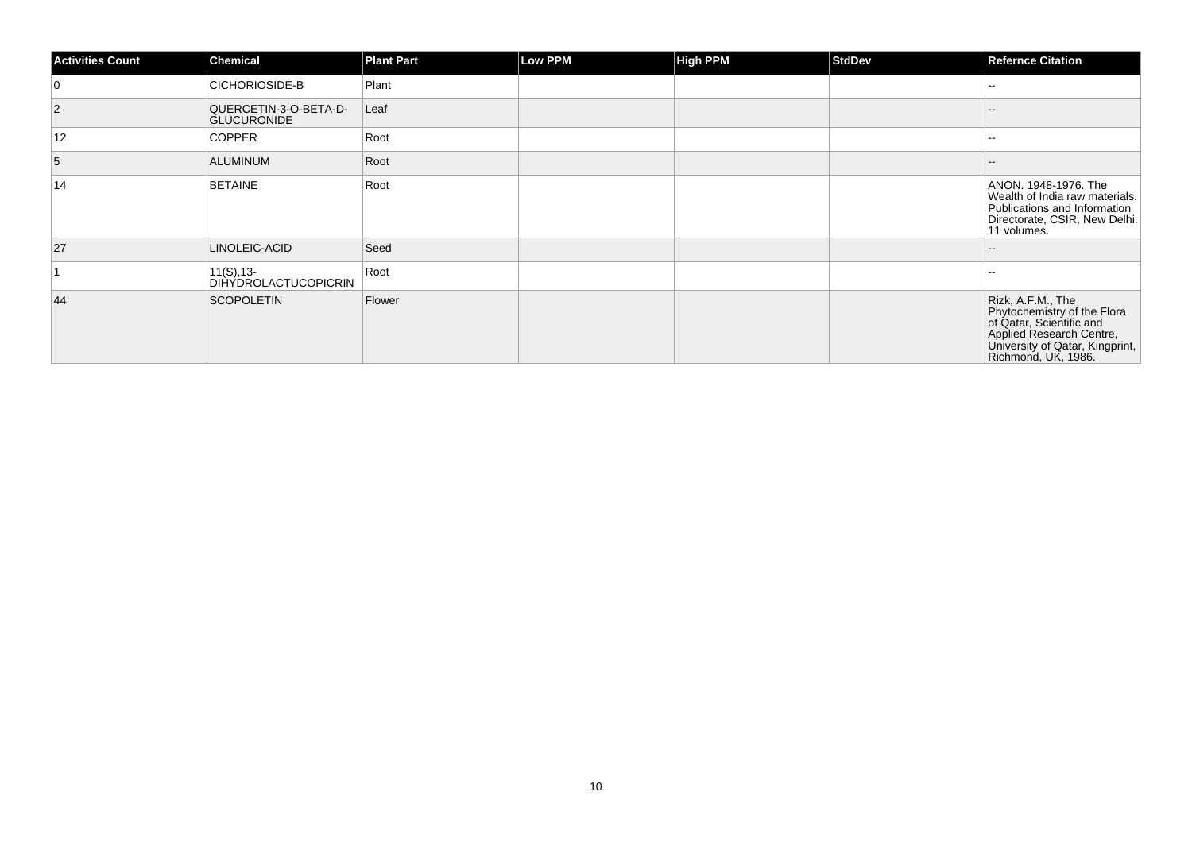| Activities Count | Chemical | Plant Part | Low PPM | High PPM | StdDev | Refernce Citation |
|---|---|---|---|---|---|---|
| 0 | CICHORIOSIDE-B | Plant | | | | -- |
| 2 | QUERCETIN-3-O-BETA-D-GLUCURONIDE | Leaf | | | | -- |
| 12 | COPPER | Root | | | | -- |
| 5 | ALUMINUM | Root | | | | -- |
| 14 | BETAINE | Root | | | | ANON. 1948-1976. The Wealth of India raw materials. Publications and Information Directorate, CSIR, New Delhi. 11 volumes. |
| 27 | LINOLEIC-ACID | Seed | | | | -- |
| 1 | 11(S),13-DIHYDROLACTUCOPICRIN | Root | | | | -- |
| 44 | SCOPOLETIN | Flower | | | | Rizk, A.F.M., The Phytochemistry of the Flora of Qatar, Scientific and Applied Research Centre, University of Qatar, Kingprint, Richmond, UK, 1986. |